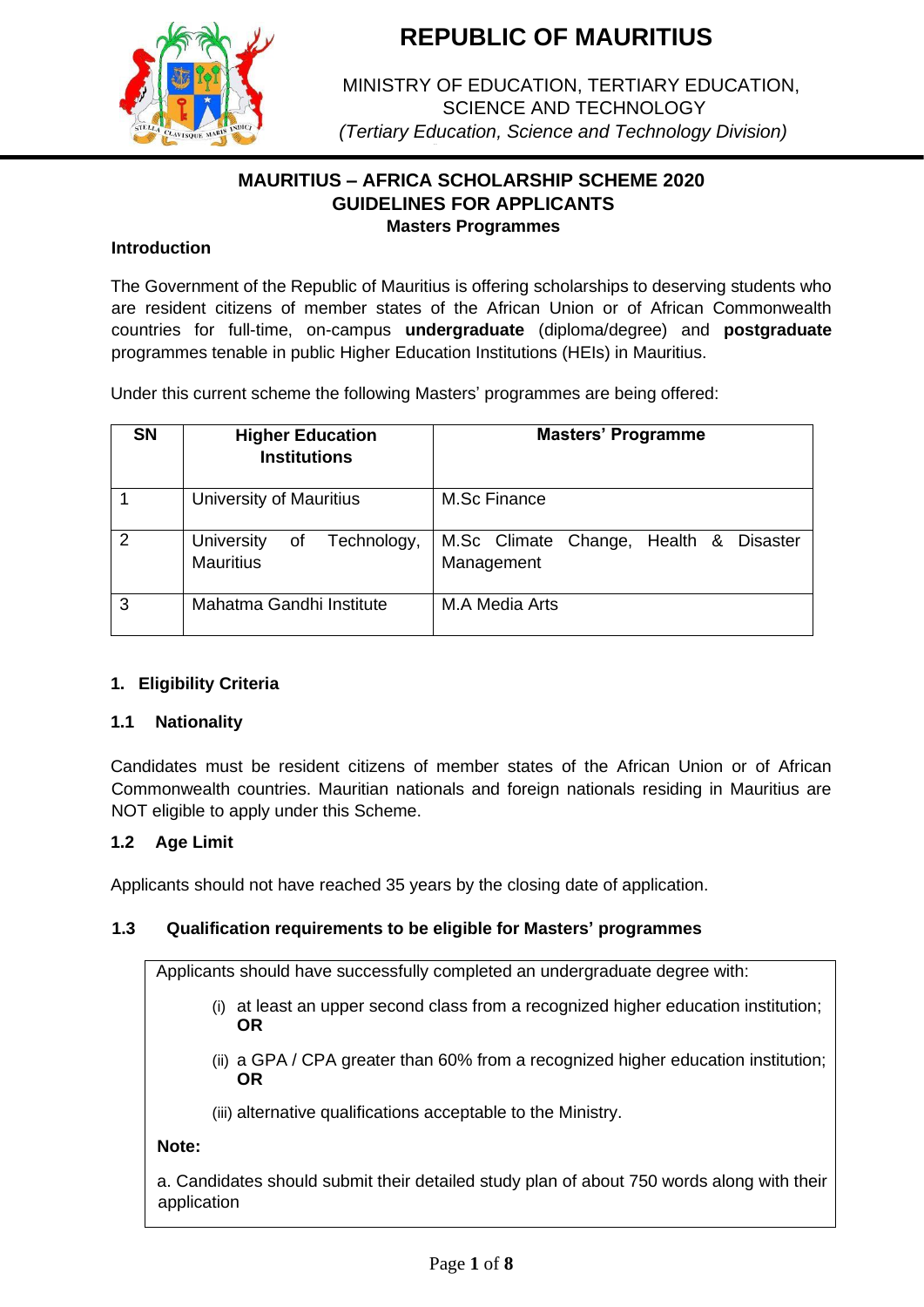# REPUBLIC OF MAURITIUS

MINISTRY OF EDUCATION, TERTIARY EDUCATION, SCIENCE AND TECHNOLOGY
*(Tertiary Education, Science and Technology Division)*

## MAURITIUS – AFRICA SCHOLARSHIP SCHEME 2020
## GUIDELINES FOR APPLICANTS
### Masters Programmes

**Introduction**

The Government of the Republic of Mauritius is offering scholarships to deserving students who are resident citizens of member states of the African Union or of African Commonwealth countries for full-time, on-campus **undergraduate** (diploma/degree) and **postgraduate** programmes tenable in public Higher Education Institutions (HEIs) in Mauritius.

Under this current scheme the following Masters' programmes are being offered:

| SN | Higher Education Institutions | Masters' Programme |
|---|---|---|
| 1 | University of Mauritius | M.Sc Finance |
| 2 | University of Technology, Mauritius | M.Sc Climate Change, Health & Disaster Management |
| 3 | Mahatma Gandhi Institute | M.A Media Arts |

**1. Eligibility Criteria**

**1.1 Nationality**

Candidates must be resident citizens of member states of the African Union or of African Commonwealth countries. Mauritian nationals and foreign nationals residing in Mauritius are NOT eligible to apply under this Scheme.

**1.2 Age Limit**

Applicants should not have reached 35 years by the closing date of application.

**1.3 Qualification requirements to be eligible for Masters' programmes**

Applicants should have successfully completed an undergraduate degree with:

(i) at least an upper second class from a recognized higher education institution; **OR**

(ii) a GPA / CPA greater than 60% from a recognized higher education institution; **OR**

(iii) alternative qualifications acceptable to the Ministry.

**Note:**

a. Candidates should submit their detailed study plan of about 750 words along with their application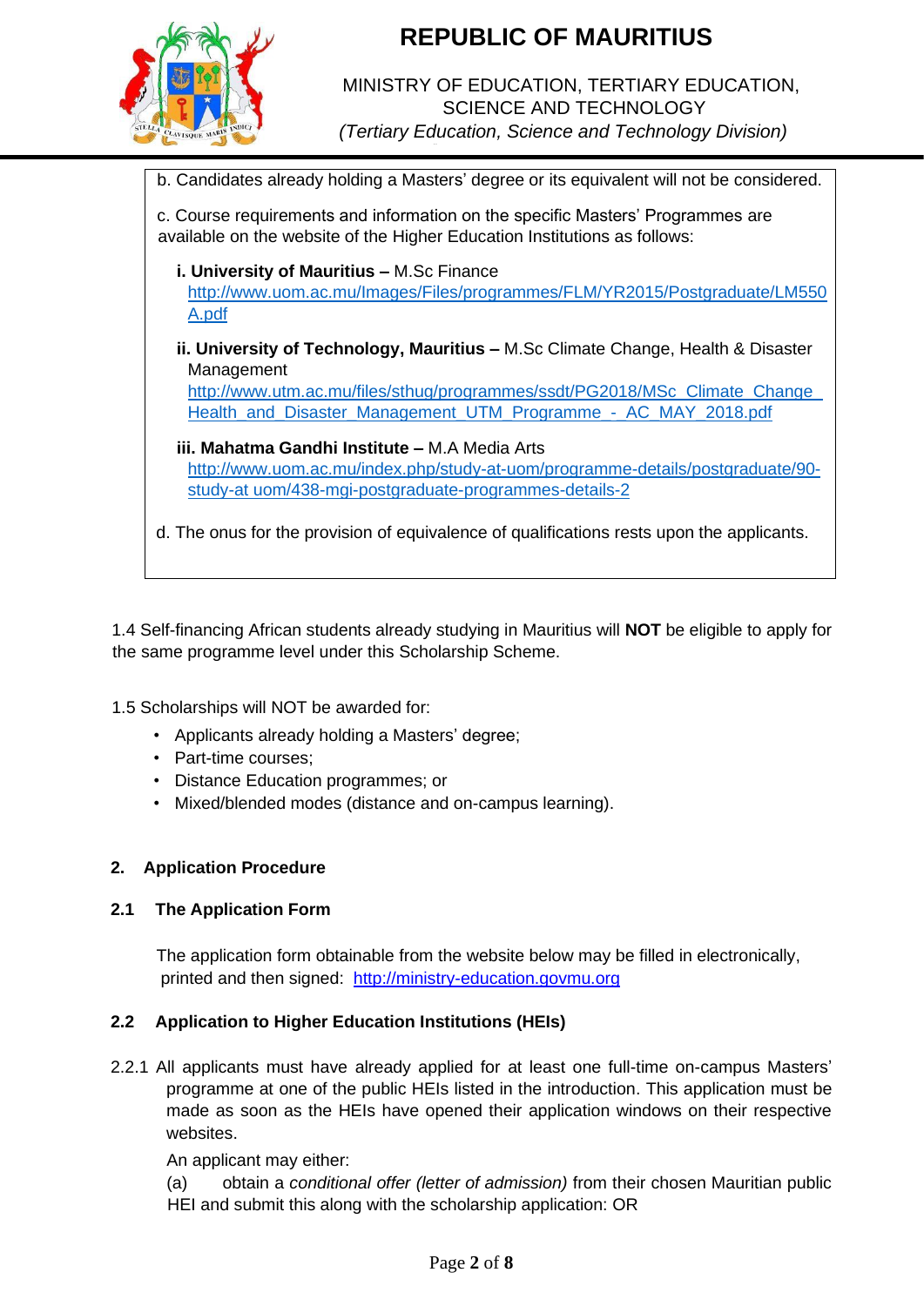b. Candidates already holding a Masters' degree or its equivalent will not be considered.

c. Course requirements and information on the specific Masters' Programmes are available on the website of the Higher Education Institutions as follows:

**i. University of Mauritius –** M.Sc Finance
http://www.uom.ac.mu/Images/Files/programmes/FLM/YR2015/Postgraduate/LM550A.pdf

**ii. University of Technology, Mauritius –** M.Sc Climate Change, Health & Disaster Management
http://www.utm.ac.mu/files/sthug/programmes/ssdt/PG2018/MSc_Climate_Change_Health_and_Disaster_Management_UTM_Programme_-_AC_MAY_2018.pdf

**iii. Mahatma Gandhi Institute –** M.A Media Arts
http://www.uom.ac.mu/index.php/study-at-uom/programme-details/postgraduate/90-study-at uom/438-mgi-postgraduate-programmes-details-2

d. The onus for the provision of equivalence of qualifications rests upon the applicants.

1.4 Self-financing African students already studying in Mauritius will **NOT** be eligible to apply for the same programme level under this Scholarship Scheme.

1.5 Scholarships will NOT be awarded for:

- Applicants already holding a Masters' degree;
- Part-time courses;
- Distance Education programmes; or
- Mixed/blended modes (distance and on-campus learning).

## 2. Application Procedure

### 2.1 The Application Form

The application form obtainable from the website below may be filled in electronically, printed and then signed: http://ministry-education.govmu.org

### 2.2 Application to Higher Education Institutions (HEIs)

2.2.1 All applicants must have already applied for at least one full-time on-campus Masters' programme at one of the public HEIs listed in the introduction. This application must be made as soon as the HEIs have opened their application windows on their respective websites.

An applicant may either:

(a) obtain a *conditional offer (letter of admission)* from their chosen Mauritian public HEI and submit this along with the scholarship application: OR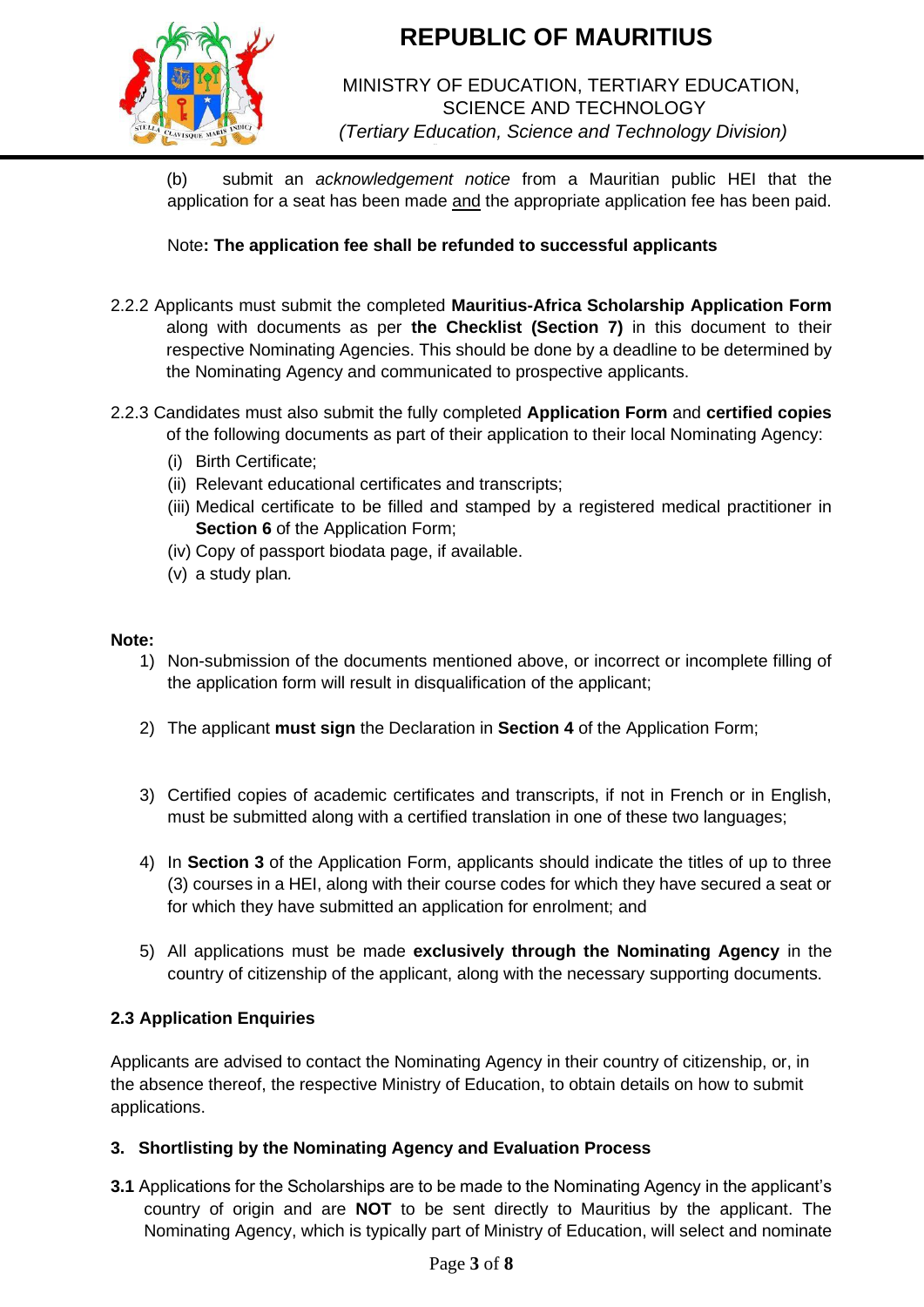(b) submit an *acknowledgement notice* from a Mauritian public HEI that the application for a seat has been made and the appropriate application fee has been paid.

Note**: The application fee shall be refunded to successful applicants**

2.2.2 Applicants must submit the completed **Mauritius-Africa Scholarship Application Form** along with documents as per **the Checklist (Section 7)** in this document to their respective Nominating Agencies. This should be done by a deadline to be determined by the Nominating Agency and communicated to prospective applicants.

2.2.3 Candidates must also submit the fully completed **Application Form** and **certified copies** of the following documents as part of their application to their local Nominating Agency:

- (i) Birth Certificate;
- (ii) Relevant educational certificates and transcripts;
- (iii) Medical certificate to be filled and stamped by a registered medical practitioner in **Section 6** of the Application Form;
- (iv) Copy of passport biodata page, if available.
- (v) a study plan.

**Note:**

1) Non-submission of the documents mentioned above, or incorrect or incomplete filling of the application form will result in disqualification of the applicant;
2) The applicant **must sign** the Declaration in **Section 4** of the Application Form;
3) Certified copies of academic certificates and transcripts, if not in French or in English, must be submitted along with a certified translation in one of these two languages;
4) In **Section 3** of the Application Form, applicants should indicate the titles of up to three (3) courses in a HEI, along with their course codes for which they have secured a seat or for which they have submitted an application for enrolment; and
5) All applications must be made **exclusively through the Nominating Agency** in the country of citizenship of the applicant, along with the necessary supporting documents.

### 2.3 Application Enquiries

Applicants are advised to contact the Nominating Agency in their country of citizenship, or, in the absence thereof, the respective Ministry of Education, to obtain details on how to submit applications.

## 3. Shortlisting by the Nominating Agency and Evaluation Process

**3.1** Applications for the Scholarships are to be made to the Nominating Agency in the applicant's country of origin and are **NOT** to be sent directly to Mauritius by the applicant. The Nominating Agency, which is typically part of Ministry of Education, will select and nominate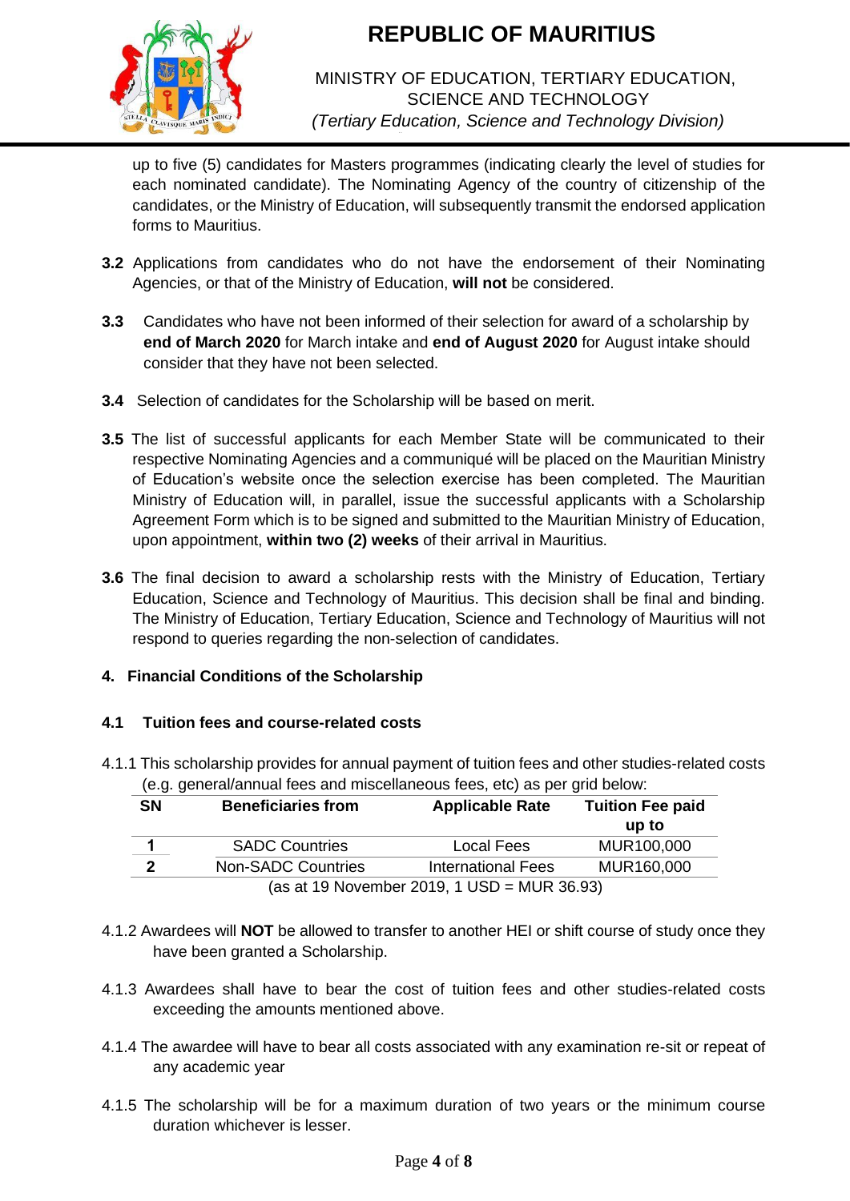up to five (5) candidates for Masters programmes (indicating clearly the level of studies for each nominated candidate). The Nominating Agency of the country of citizenship of the candidates, or the Ministry of Education, will subsequently transmit the endorsed application forms to Mauritius.

**3.2** Applications from candidates who do not have the endorsement of their Nominating Agencies, or that of the Ministry of Education, **will not** be considered.

**3.3** Candidates who have not been informed of their selection for award of a scholarship by **end of March 2020** for March intake and **end of August 2020** for August intake should consider that they have not been selected.

**3.4** Selection of candidates for the Scholarship will be based on merit.

**3.5** The list of successful applicants for each Member State will be communicated to their respective Nominating Agencies and a communiqué will be placed on the Mauritian Ministry of Education's website once the selection exercise has been completed. The Mauritian Ministry of Education will, in parallel, issue the successful applicants with a Scholarship Agreement Form which is to be signed and submitted to the Mauritian Ministry of Education, upon appointment, **within two (2) weeks** of their arrival in Mauritius.

**3.6** The final decision to award a scholarship rests with the Ministry of Education, Tertiary Education, Science and Technology of Mauritius. This decision shall be final and binding. The Ministry of Education, Tertiary Education, Science and Technology of Mauritius will not respond to queries regarding the non-selection of candidates.

## 4. Financial Conditions of the Scholarship

### 4.1 Tuition fees and course-related costs

4.1.1 This scholarship provides for annual payment of tuition fees and other studies-related costs (e.g. general/annual fees and miscellaneous fees, etc) as per grid below:

| SN | Beneficiaries from | Applicable Rate | Tuition Fee paid up to |
|---|---|---|---|
| 1 | SADC Countries | Local Fees | MUR100,000 |
| 2 | Non-SADC Countries | International Fees | MUR160,000 |

(as at 19 November 2019, 1 USD = MUR 36.93)

4.1.2 Awardees will **NOT** be allowed to transfer to another HEI or shift course of study once they have been granted a Scholarship.

4.1.3 Awardees shall have to bear the cost of tuition fees and other studies-related costs exceeding the amounts mentioned above.

4.1.4 The awardee will have to bear all costs associated with any examination re-sit or repeat of any academic year

4.1.5 The scholarship will be for a maximum duration of two years or the minimum course duration whichever is lesser.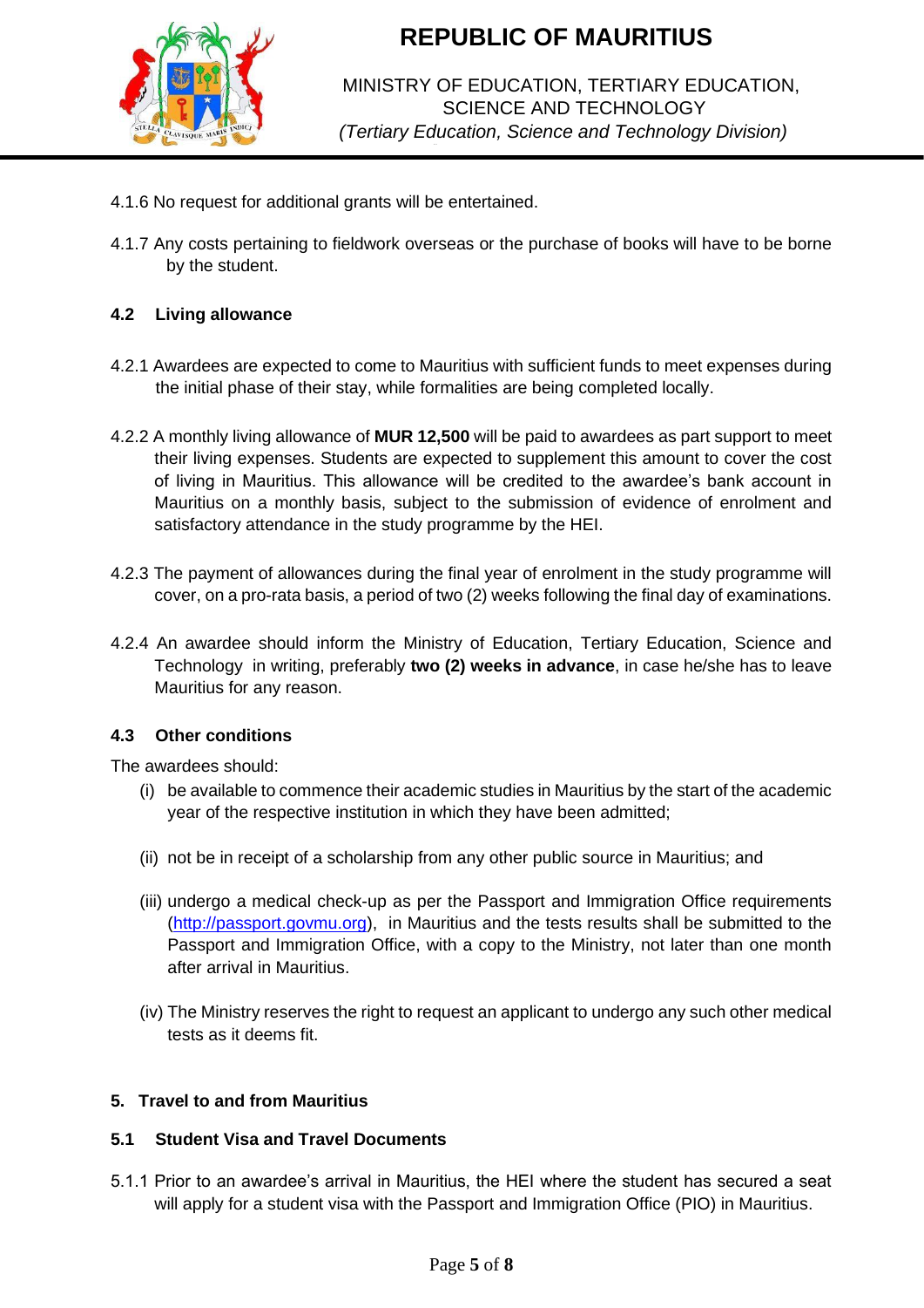4.1.6 No request for additional grants will be entertained.

4.1.7 Any costs pertaining to fieldwork overseas or the purchase of books will have to be borne by the student.

### 4.2 Living allowance

4.2.1 Awardees are expected to come to Mauritius with sufficient funds to meet expenses during the initial phase of their stay, while formalities are being completed locally.

4.2.2 A monthly living allowance of **MUR 12,500** will be paid to awardees as part support to meet their living expenses. Students are expected to supplement this amount to cover the cost of living in Mauritius. This allowance will be credited to the awardee's bank account in Mauritius on a monthly basis, subject to the submission of evidence of enrolment and satisfactory attendance in the study programme by the HEI.

4.2.3 The payment of allowances during the final year of enrolment in the study programme will cover, on a pro-rata basis, a period of two (2) weeks following the final day of examinations.

4.2.4 An awardee should inform the Ministry of Education, Tertiary Education, Science and Technology in writing, preferably **two (2) weeks in advance**, in case he/she has to leave Mauritius for any reason.

### 4.3 Other conditions

The awardees should:

(i) be available to commence their academic studies in Mauritius by the start of the academic year of the respective institution in which they have been admitted;

(ii) not be in receipt of a scholarship from any other public source in Mauritius; and

(iii) undergo a medical check-up as per the Passport and Immigration Office requirements (http://passport.govmu.org), in Mauritius and the tests results shall be submitted to the Passport and Immigration Office, with a copy to the Ministry, not later than one month after arrival in Mauritius.

(iv) The Ministry reserves the right to request an applicant to undergo any such other medical tests as it deems fit.

## 5. Travel to and from Mauritius

### 5.1 Student Visa and Travel Documents

5.1.1 Prior to an awardee's arrival in Mauritius, the HEI where the student has secured a seat will apply for a student visa with the Passport and Immigration Office (PIO) in Mauritius.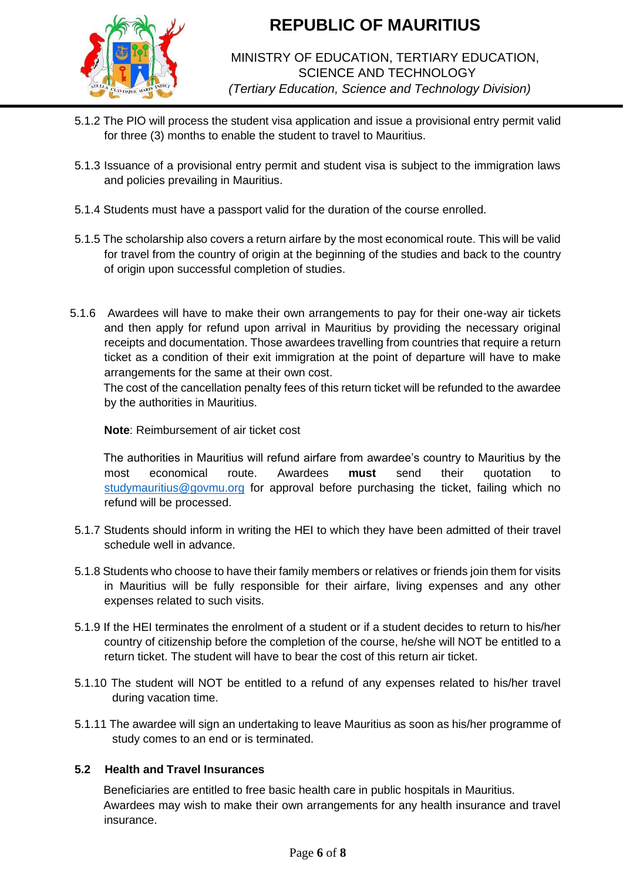5.1.2 The PIO will process the student visa application and issue a provisional entry permit valid for three (3) months to enable the student to travel to Mauritius.

5.1.3 Issuance of a provisional entry permit and student visa is subject to the immigration laws and policies prevailing in Mauritius.

5.1.4 Students must have a passport valid for the duration of the course enrolled.

5.1.5 The scholarship also covers a return airfare by the most economical route. This will be valid for travel from the country of origin at the beginning of the studies and back to the country of origin upon successful completion of studies.

5.1.6 Awardees will have to make their own arrangements to pay for their one-way air tickets and then apply for refund upon arrival in Mauritius by providing the necessary original receipts and documentation. Those awardees travelling from countries that require a return ticket as a condition of their exit immigration at the point of departure will have to make arrangements for the same at their own cost.
The cost of the cancellation penalty fees of this return ticket will be refunded to the awardee by the authorities in Mauritius.

**Note**: Reimbursement of air ticket cost

The authorities in Mauritius will refund airfare from awardee's country to Mauritius by the most economical route. Awardees **must** send their quotation to studymauritius@govmu.org for approval before purchasing the ticket, failing which no refund will be processed.

5.1.7 Students should inform in writing the HEI to which they have been admitted of their travel schedule well in advance.

5.1.8 Students who choose to have their family members or relatives or friends join them for visits in Mauritius will be fully responsible for their airfare, living expenses and any other expenses related to such visits.

5.1.9 If the HEI terminates the enrolment of a student or if a student decides to return to his/her country of citizenship before the completion of the course, he/she will NOT be entitled to a return ticket. The student will have to bear the cost of this return air ticket.

5.1.10 The student will NOT be entitled to a refund of any expenses related to his/her travel during vacation time.

5.1.11 The awardee will sign an undertaking to leave Mauritius as soon as his/her programme of study comes to an end or is terminated.

### 5.2 Health and Travel Insurances

Beneficiaries are entitled to free basic health care in public hospitals in Mauritius.
Awardees may wish to make their own arrangements for any health insurance and travel insurance.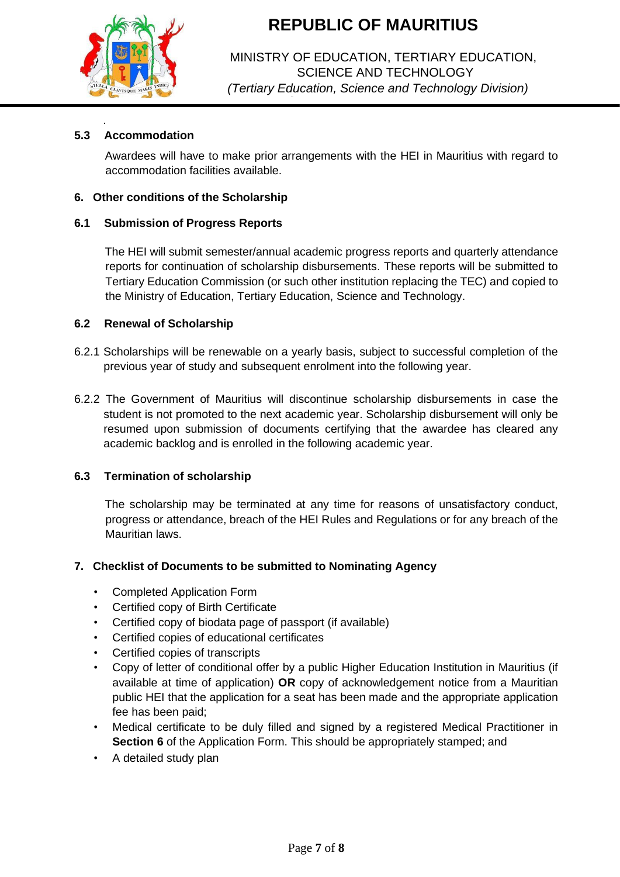### 5.3 Accommodation

Awardees will have to make prior arrangements with the HEI in Mauritius with regard to accommodation facilities available.

## 6. Other conditions of the Scholarship

### 6.1 Submission of Progress Reports

The HEI will submit semester/annual academic progress reports and quarterly attendance reports for continuation of scholarship disbursements. These reports will be submitted to Tertiary Education Commission (or such other institution replacing the TEC) and copied to the Ministry of Education, Tertiary Education, Science and Technology.

### 6.2 Renewal of Scholarship

6.2.1 Scholarships will be renewable on a yearly basis, subject to successful completion of the previous year of study and subsequent enrolment into the following year.

6.2.2 The Government of Mauritius will discontinue scholarship disbursements in case the student is not promoted to the next academic year. Scholarship disbursement will only be resumed upon submission of documents certifying that the awardee has cleared any academic backlog and is enrolled in the following academic year.

### 6.3 Termination of scholarship

The scholarship may be terminated at any time for reasons of unsatisfactory conduct, progress or attendance, breach of the HEI Rules and Regulations or for any breach of the Mauritian laws.

## 7. Checklist of Documents to be submitted to Nominating Agency

- Completed Application Form
- Certified copy of Birth Certificate
- Certified copy of biodata page of passport (if available)
- Certified copies of educational certificates
- Certified copies of transcripts
- Copy of letter of conditional offer by a public Higher Education Institution in Mauritius (if available at time of application) **OR** copy of acknowledgement notice from a Mauritian public HEI that the application for a seat has been made and the appropriate application fee has been paid;
- Medical certificate to be duly filled and signed by a registered Medical Practitioner in **Section 6** of the Application Form. This should be appropriately stamped; and
- A detailed study plan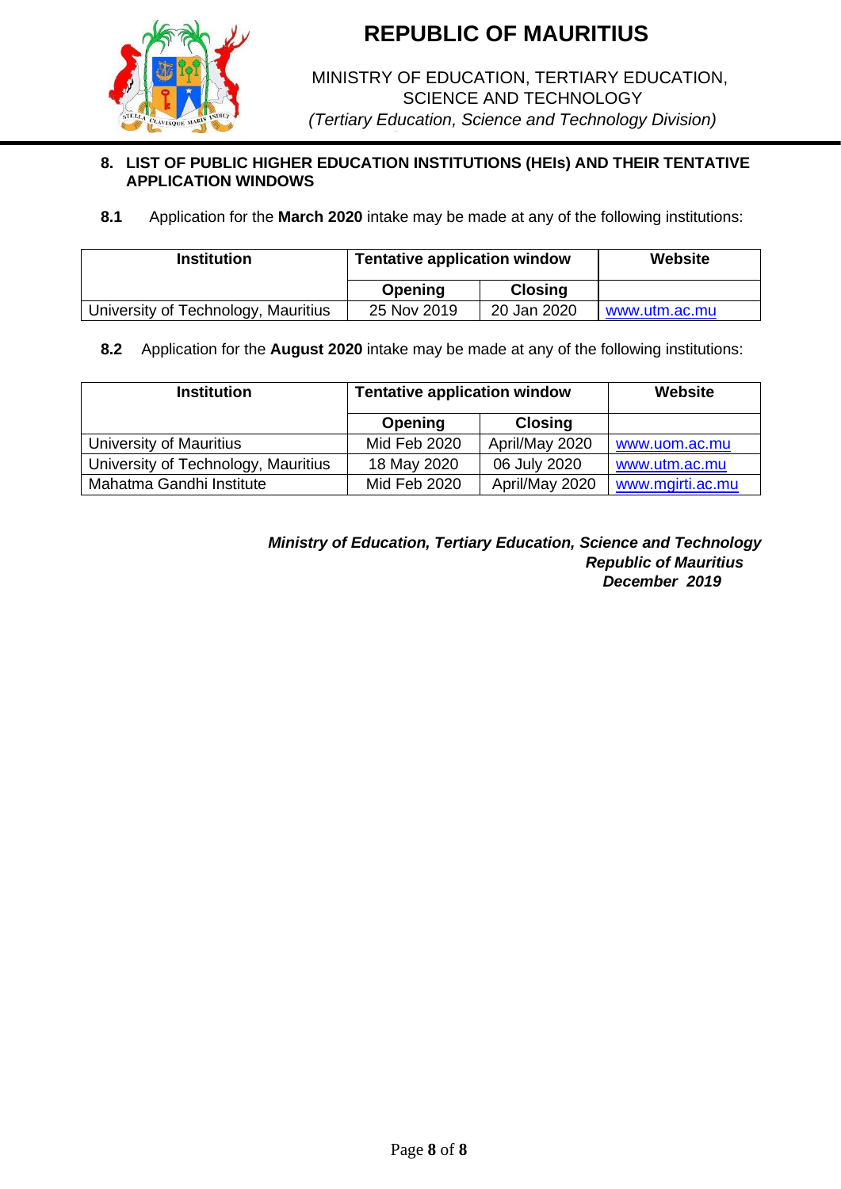# REPUBLIC OF MAURITIUS

MINISTRY OF EDUCATION, TERTIARY EDUCATION, SCIENCE AND TECHNOLOGY
*(Tertiary Education, Science and Technology Division)*

## 8. LIST OF PUBLIC HIGHER EDUCATION INSTITUTIONS (HEIs) AND THEIR TENTATIVE APPLICATION WINDOWS

**8.1** Application for the **March 2020** intake may be made at any of the following institutions:

| Institution | Tentative application window | | Website |
|---|---|---|---|
| | Opening | Closing | |
| University of Technology, Mauritius | 25 Nov 2019 | 20 Jan 2020 | www.utm.ac.mu |

**8.2** Application for the **August 2020** intake may be made at any of the following institutions:

| Institution | Tentative application window | | Website |
|---|---|---|---|
| | Opening | Closing | |
| University of Mauritius | Mid Feb 2020 | April/May 2020 | www.uom.ac.mu |
| University of Technology, Mauritius | 18 May 2020 | 06 July 2020 | www.utm.ac.mu |
| Mahatma Gandhi Institute | Mid Feb 2020 | April/May 2020 | www.mgirti.ac.mu |

***Ministry of Education, Tertiary Education, Science and Technology***
***Republic of Mauritius***
***December 2019***